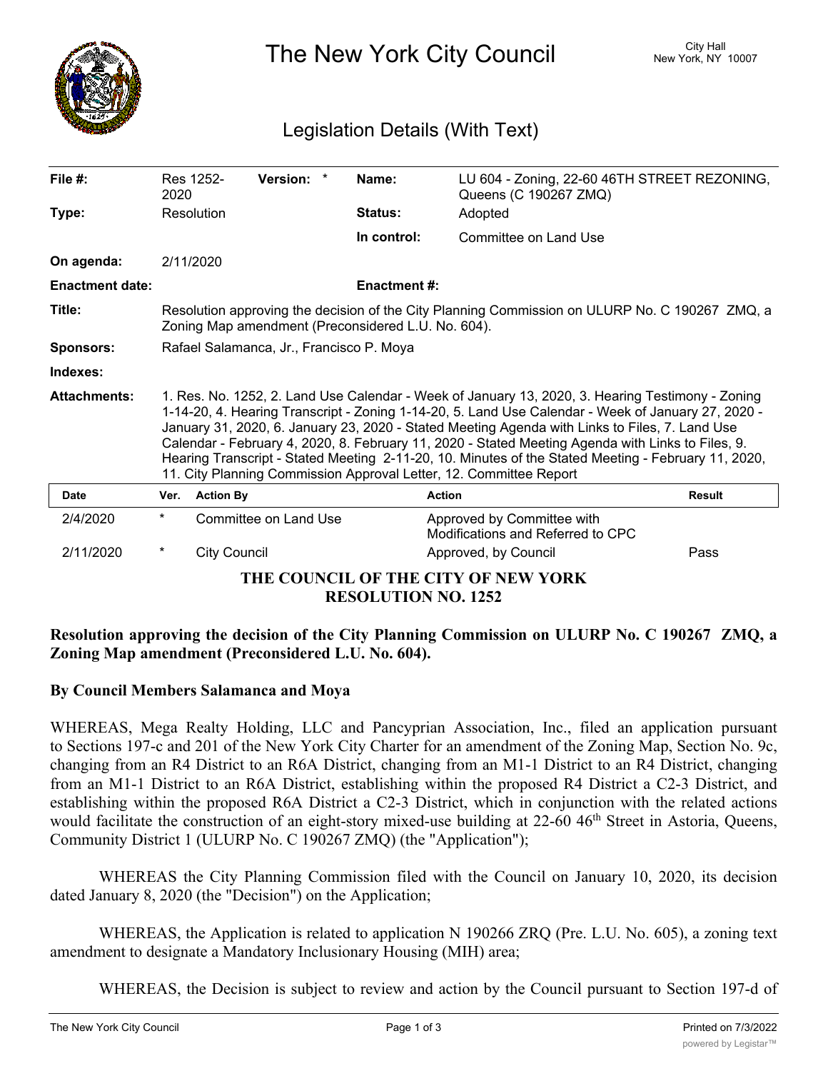# The New York City Council

City Hall
New York, NY 10007

## Legislation Details (With Text)

| | | | |
|---|---|---|---|
| **File #:** | Res 1252-2020 **Version:** * | **Name:** | LU 604 - Zoning, 22-60 46TH STREET REZONING, Queens (C 190267 ZMQ) |
| **Type:** | Resolution | **Status:** | Adopted |
| | | **In control:** | Committee on Land Use |
| **On agenda:** | 2/11/2020 | | |
| **Enactment date:** | | **Enactment #:** | |

**Title:** Resolution approving the decision of the City Planning Commission on ULURP No. C 190267 ZMQ, a Zoning Map amendment (Preconsidered L.U. No. 604).

**Sponsors:** Rafael Salamanca, Jr., Francisco P. Moya

**Indexes:**

**Attachments:** 1. Res. No. 1252, 2. Land Use Calendar - Week of January 13, 2020, 3. Hearing Testimony - Zoning 1-14-20, 4. Hearing Transcript - Zoning 1-14-20, 5. Land Use Calendar - Week of January 27, 2020 - January 31, 2020, 6. January 23, 2020 - Stated Meeting Agenda with Links to Files, 7. Land Use Calendar - February 4, 2020, 8. February 11, 2020 - Stated Meeting Agenda with Links to Files, 9. Hearing Transcript - Stated Meeting 2-11-20, 10. Minutes of the Stated Meeting - February 11, 2020, 11. City Planning Commission Approval Letter, 12. Committee Report

| Date | Ver. | Action By | Action | Result |
|---|---|---|---|---|
| 2/4/2020 | * | Committee on Land Use | Approved by Committee with Modifications and Referred to CPC | |
| 2/11/2020 | * | City Council | Approved, by Council | Pass |

**THE COUNCIL OF THE CITY OF NEW YORK**
**RESOLUTION NO. 1252**

**Resolution approving the decision of the City Planning Commission on ULURP No. C 190267 ZMQ, a Zoning Map amendment (Preconsidered L.U. No. 604).**

**By Council Members Salamanca and Moya**

WHEREAS, Mega Realty Holding, LLC and Pancyprian Association, Inc., filed an application pursuant to Sections 197-c and 201 of the New York City Charter for an amendment of the Zoning Map, Section No. 9c, changing from an R4 District to an R6A District, changing from an M1-1 District to an R4 District, changing from an M1-1 District to an R6A District, establishing within the proposed R4 District a C2-3 District, and establishing within the proposed R6A District a C2-3 District, which in conjunction with the related actions would facilitate the construction of an eight-story mixed-use building at 22-60 46th Street in Astoria, Queens, Community District 1 (ULURP No. C 190267 ZMQ) (the "Application");

WHEREAS the City Planning Commission filed with the Council on January 10, 2020, its decision dated January 8, 2020 (the "Decision") on the Application;

WHEREAS, the Application is related to application N 190266 ZRQ (Pre. L.U. No. 605), a zoning text amendment to designate a Mandatory Inclusionary Housing (MIH) area;

WHEREAS, the Decision is subject to review and action by the Council pursuant to Section 197-d of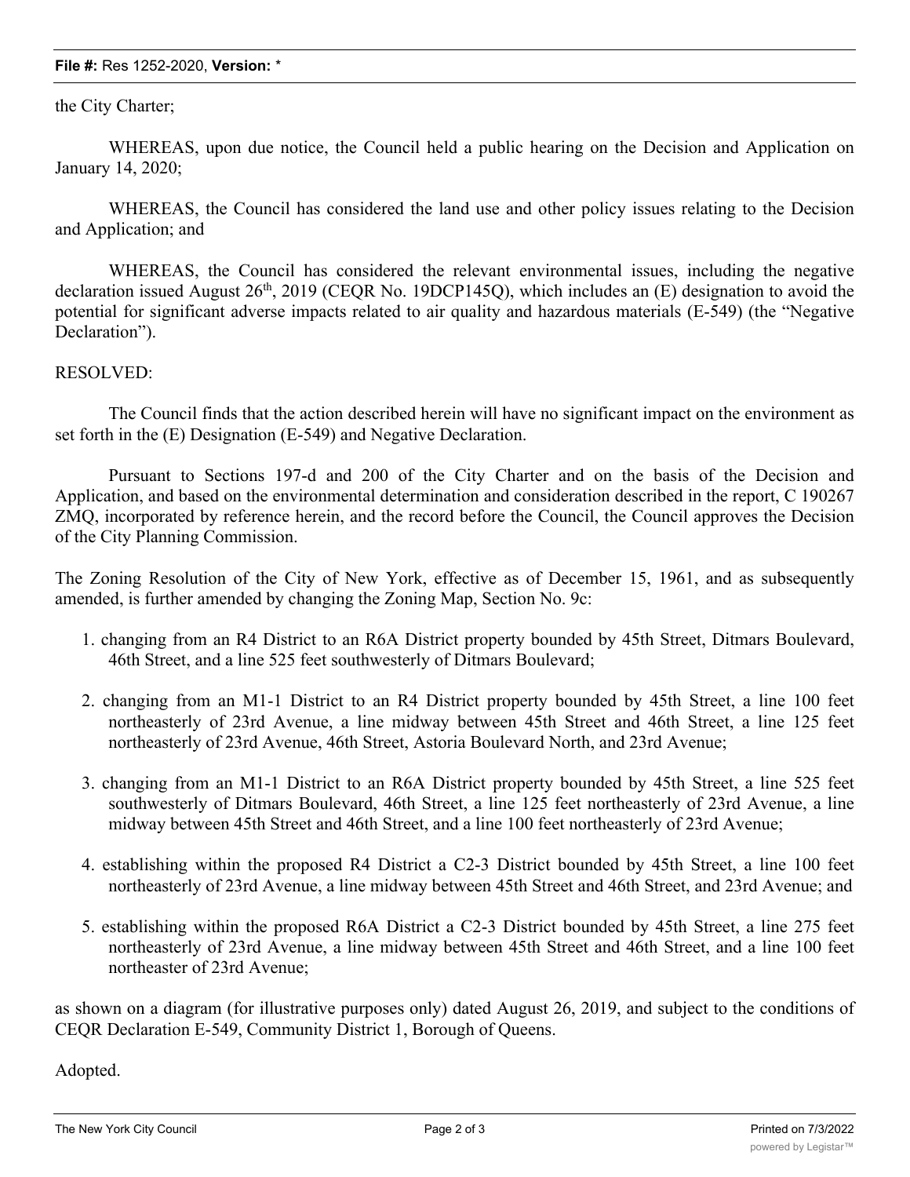the City Charter;

WHEREAS, upon due notice, the Council held a public hearing on the Decision and Application on January 14, 2020;

WHEREAS, the Council has considered the land use and other policy issues relating to the Decision and Application; and

WHEREAS, the Council has considered the relevant environmental issues, including the negative declaration issued August 26th, 2019 (CEQR No. 19DCP145Q), which includes an (E) designation to avoid the potential for significant adverse impacts related to air quality and hazardous materials (E-549) (the "Negative Declaration").

RESOLVED:

The Council finds that the action described herein will have no significant impact on the environment as set forth in the (E) Designation (E-549) and Negative Declaration.

Pursuant to Sections 197-d and 200 of the City Charter and on the basis of the Decision and Application, and based on the environmental determination and consideration described in the report, C 190267 ZMQ, incorporated by reference herein, and the record before the Council, the Council approves the Decision of the City Planning Commission.

The Zoning Resolution of the City of New York, effective as of December 15, 1961, and as subsequently amended, is further amended by changing the Zoning Map, Section No. 9c:

1. changing from an R4 District to an R6A District property bounded by 45th Street, Ditmars Boulevard, 46th Street, and a line 525 feet southwesterly of Ditmars Boulevard;
2. changing from an M1-1 District to an R4 District property bounded by 45th Street, a line 100 feet northeasterly of 23rd Avenue, a line midway between 45th Street and 46th Street, a line 125 feet northeasterly of 23rd Avenue, 46th Street, Astoria Boulevard North, and 23rd Avenue;
3. changing from an M1-1 District to an R6A District property bounded by 45th Street, a line 525 feet southwesterly of Ditmars Boulevard, 46th Street, a line 125 feet northeasterly of 23rd Avenue, a line midway between 45th Street and 46th Street, and a line 100 feet northeasterly of 23rd Avenue;
4. establishing within the proposed R4 District a C2-3 District bounded by 45th Street, a line 100 feet northeasterly of 23rd Avenue, a line midway between 45th Street and 46th Street, and 23rd Avenue; and
5. establishing within the proposed R6A District a C2-3 District bounded by 45th Street, a line 275 feet northeasterly of 23rd Avenue, a line midway between 45th Street and 46th Street, and a line 100 feet northeaster of 23rd Avenue;

as shown on a diagram (for illustrative purposes only) dated August 26, 2019, and subject to the conditions of CEQR Declaration E-549, Community District 1, Borough of Queens.

Adopted.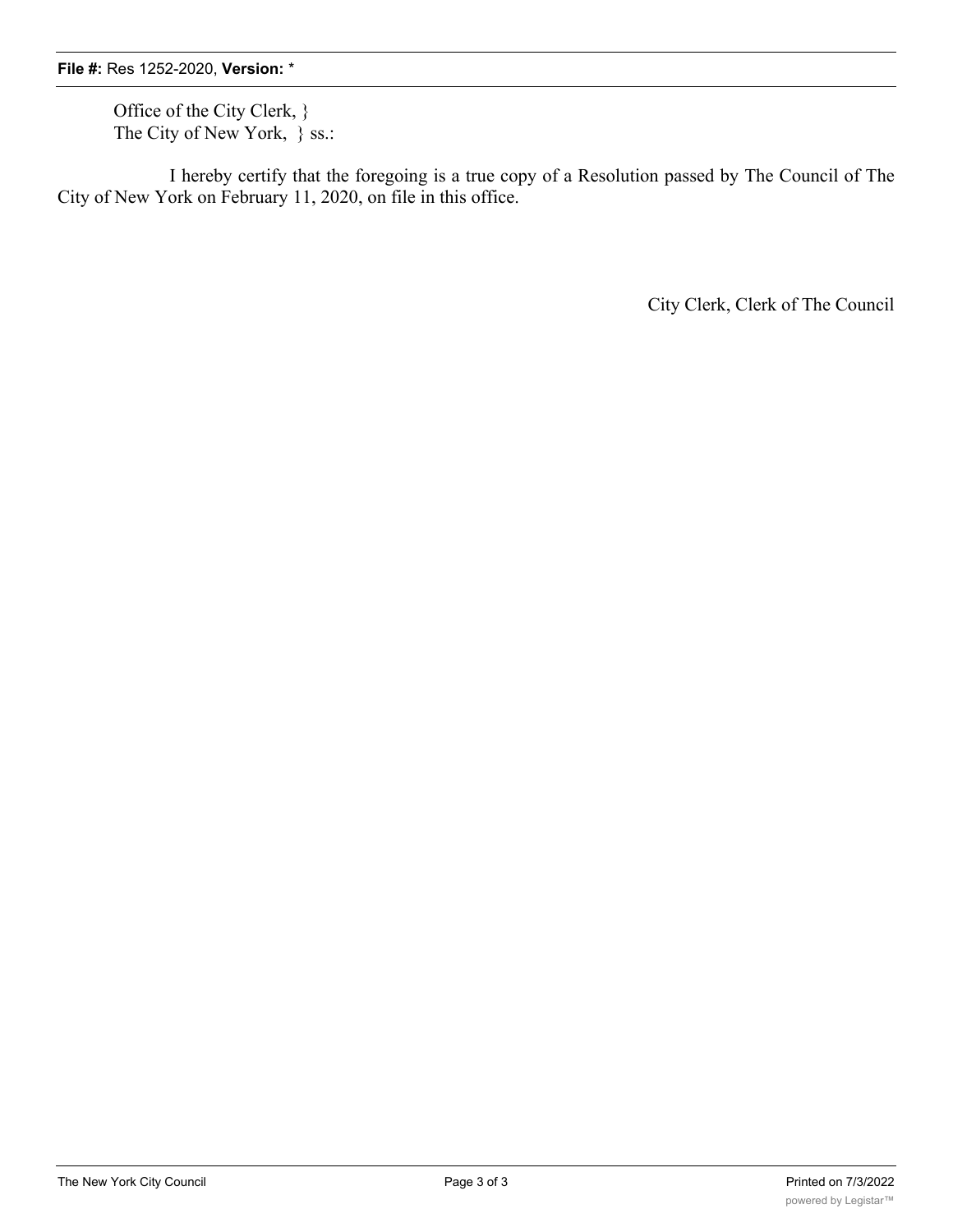Office of the City Clerk, }
The City of New York, } ss.:

I hereby certify that the foregoing is a true copy of a Resolution passed by The Council of The City of New York on February 11, 2020, on file in this office.

City Clerk, Clerk of The Council